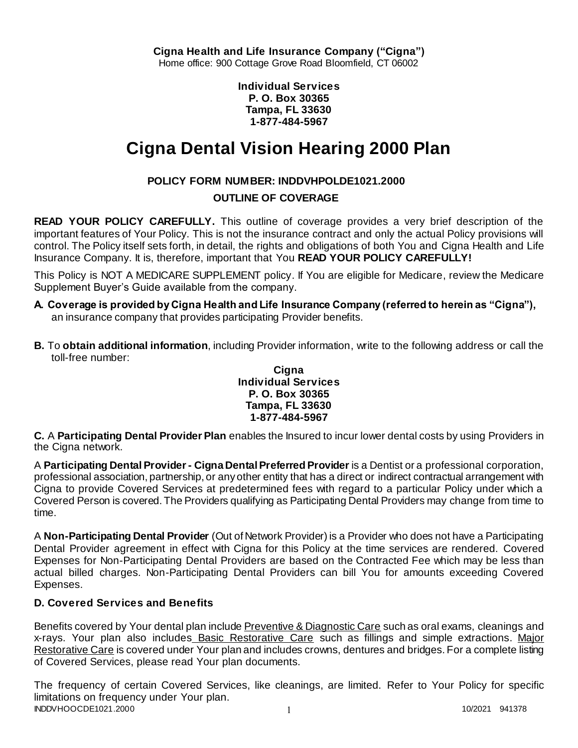**Cigna Health and Life Insurance Company ("Cigna")**
Home office: 900 Cottage Grove Road Bloomfield, CT 06002

**Individual Services**
**P. O. Box 30365**
**Tampa, FL 33630**
**1-877-484-5967**

# Cigna Dental Vision Hearing 2000 Plan

**POLICY FORM NUMBER: INDDVHPOLDE1021.2000**

**OUTLINE OF COVERAGE**

**READ YOUR POLICY CAREFULLY.** This outline of coverage provides a very brief description of the important features of Your Policy. This is not the insurance contract and only the actual Policy provisions will control. The Policy itself sets forth, in detail, the rights and obligations of both You and Cigna Health and Life Insurance Company. It is, therefore, important that You **READ YOUR POLICY CAREFULLY!**

This Policy is NOT A MEDICARE SUPPLEMENT policy. If You are eligible for Medicare, review the Medicare Supplement Buyer's Guide available from the company.

**A. Coverage is provided by Cigna Health and Life Insurance Company (referred to herein as "Cigna"),** an insurance company that provides participating Provider benefits.

**B.** To **obtain additional information**, including Provider information, write to the following address or call the toll-free number:

**Cigna**
**Individual Services**
**P. O. Box 30365**
**Tampa, FL 33630**
**1-877-484-5967**

**C.** A **Participating Dental Provider Plan** enables the Insured to incur lower dental costs by using Providers in the Cigna network.

A **Participating Dental Provider - Cigna Dental Preferred Provider** is a Dentist or a professional corporation, professional association, partnership, or any other entity that has a direct or indirect contractual arrangement with Cigna to provide Covered Services at predetermined fees with regard to a particular Policy under which a Covered Person is covered. The Providers qualifying as Participating Dental Providers may change from time to time.

A **Non-Participating Dental Provider** (Out of Network Provider) is a Provider who does not have a Participating Dental Provider agreement in effect with Cigna for this Policy at the time services are rendered. Covered Expenses for Non-Participating Dental Providers are based on the Contracted Fee which may be less than actual billed charges. Non-Participating Dental Providers can bill You for amounts exceeding Covered Expenses.

**D. Covered Services and Benefits**

Benefits covered by Your dental plan include Preventive & Diagnostic Care such as oral exams, cleanings and x-rays. Your plan also includes Basic Restorative Care such as fillings and simple extractions. Major Restorative Care is covered under Your plan and includes crowns, dentures and bridges. For a complete listing of Covered Services, please read Your plan documents.

The frequency of certain Covered Services, like cleanings, are limited. Refer to Your Policy for specific limitations on frequency under Your plan.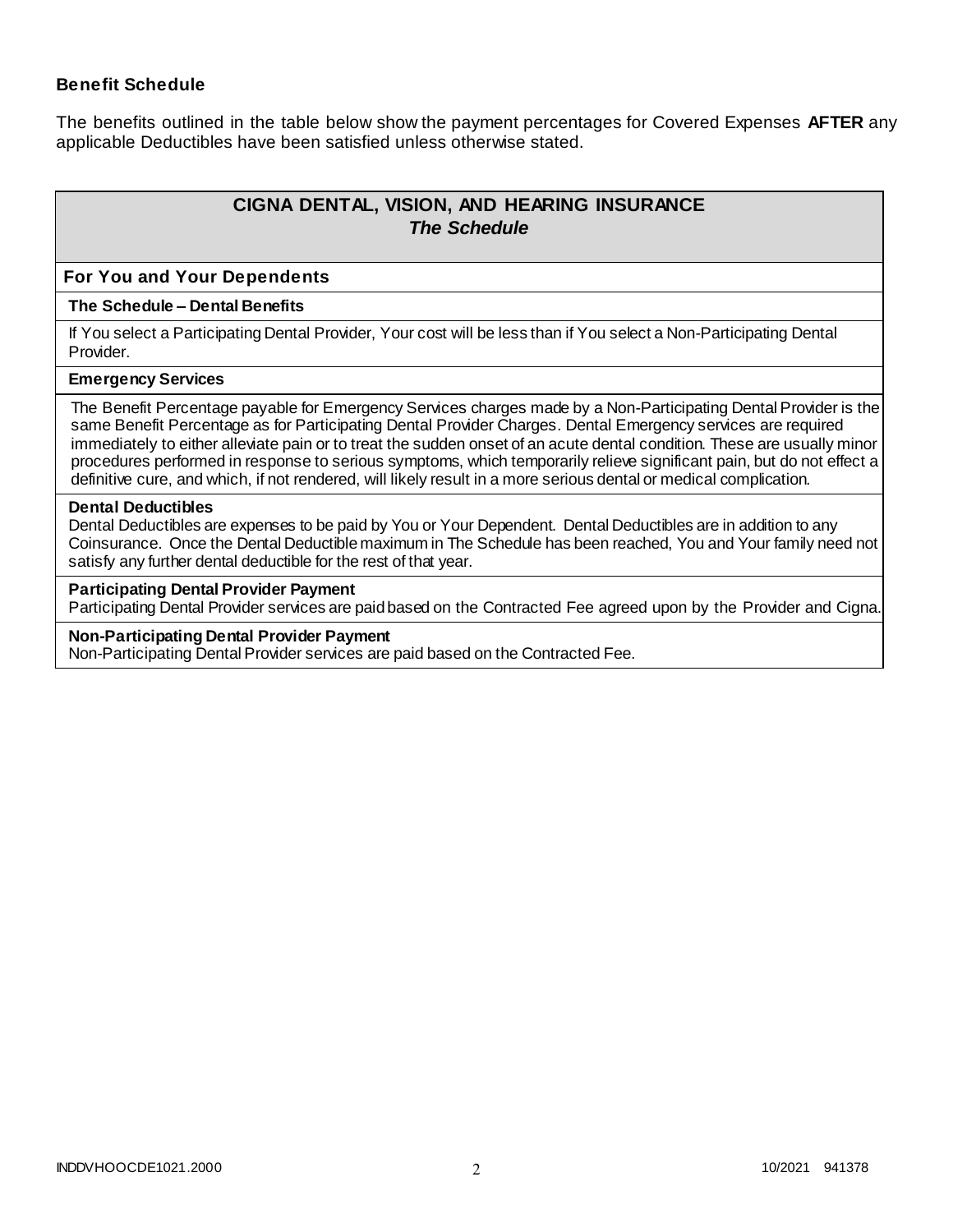### Benefit Schedule

The benefits outlined in the table below show the payment percentages for Covered Expenses **AFTER** any applicable Deductibles have been satisfied unless otherwise stated.

## CIGNA DENTAL, VISION, AND HEARING INSURANCE
### *The Schedule*

### For You and Your Dependents

#### The Schedule – Dental Benefits

If You select a Participating Dental Provider, Your cost will be less than if You select a Non-Participating Dental Provider.

#### Emergency Services

The Benefit Percentage payable for Emergency Services charges made by a Non-Participating Dental Provider is the same Benefit Percentage as for Participating Dental Provider Charges. Dental Emergency services are required immediately to either alleviate pain or to treat the sudden onset of an acute dental condition. These are usually minor procedures performed in response to serious symptoms, which temporarily relieve significant pain, but do not effect a definitive cure, and which, if not rendered, will likely result in a more serious dental or medical complication.

#### Dental Deductibles

Dental Deductibles are expenses to be paid by You or Your Dependent. Dental Deductibles are in addition to any Coinsurance. Once the Dental Deductible maximum in The Schedule has been reached, You and Your family need not satisfy any further dental deductible for the rest of that year.

#### Participating Dental Provider Payment

Participating Dental Provider services are paid based on the Contracted Fee agreed upon by the Provider and Cigna.

#### Non-Participating Dental Provider Payment

Non-Participating Dental Provider services are paid based on the Contracted Fee.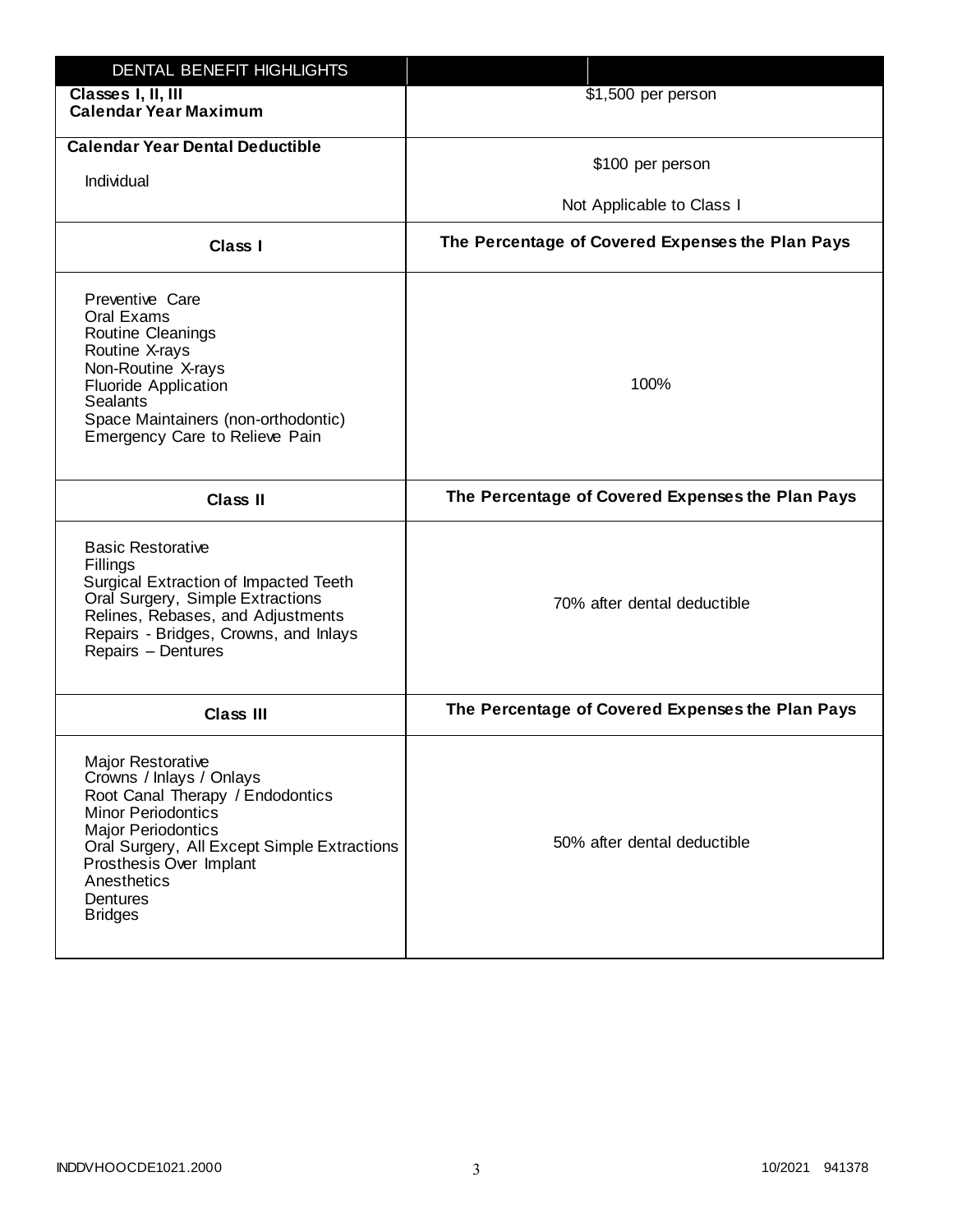| DENTAL BENEFIT HIGHLIGHTS | |
|---|---|
| **Classes I, II, III**<br>**Calendar Year Maximum** | $1,500 per person |
| **Calendar Year Dental Deductible**<br>Individual | $100 per person<br>Not Applicable to Class I |
| **Class I** | **The Percentage of Covered Expenses the Plan Pays** |
| Preventive Care<br>Oral Exams<br>Routine Cleanings<br>Routine X-rays<br>Non-Routine X-rays<br>Fluoride Application<br>Sealants<br>Space Maintainers (non-orthodontic)<br>Emergency Care to Relieve Pain | 100% |
| **Class II** | **The Percentage of Covered Expenses the Plan Pays** |
| Basic Restorative<br>Fillings<br>Surgical Extraction of Impacted Teeth<br>Oral Surgery, Simple Extractions<br>Relines, Rebases, and Adjustments<br>Repairs - Bridges, Crowns, and Inlays<br>Repairs – Dentures | 70% after dental deductible |
| **Class III** | **The Percentage of Covered Expenses the Plan Pays** |
| Major Restorative<br>Crowns / Inlays / Onlays<br>Root Canal Therapy / Endodontics<br>Minor Periodontics<br>Major Periodontics<br>Oral Surgery, All Except Simple Extractions<br>Prosthesis Over Implant<br>Anesthetics<br>Dentures<br>Bridges | 50% after dental deductible |

INDDVHOOCDE1021.2000 10/2021 941378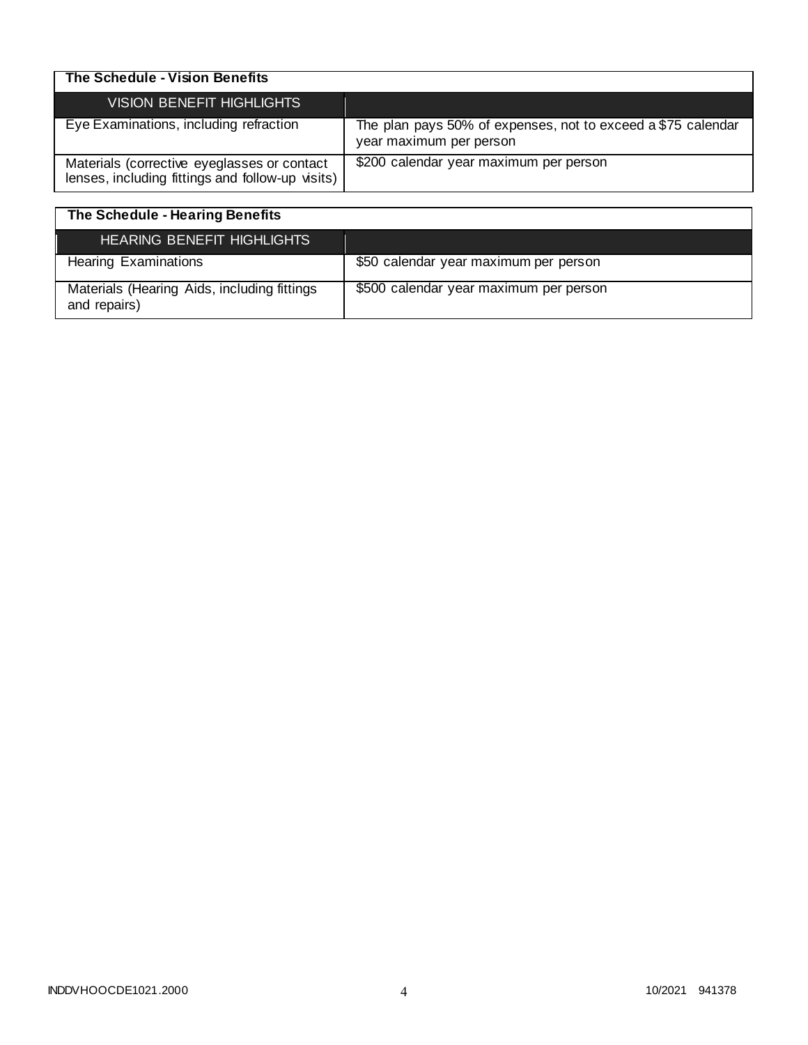**The Schedule - Vision Benefits**

| VISION BENEFIT HIGHLIGHTS | |
|---|---|
| Eye Examinations, including refraction | The plan pays 50% of expenses, not to exceed a $75 calendar year maximum per person |
| Materials (corrective eyeglasses or contact lenses, including fittings and follow-up visits) | $200 calendar year maximum per person |

**The Schedule - Hearing Benefits**

| HEARING BENEFIT HIGHLIGHTS | |
|---|---|
| Hearing Examinations | $50 calendar year maximum per person |
| Materials (Hearing Aids, including fittings and repairs) | $500 calendar year maximum per person |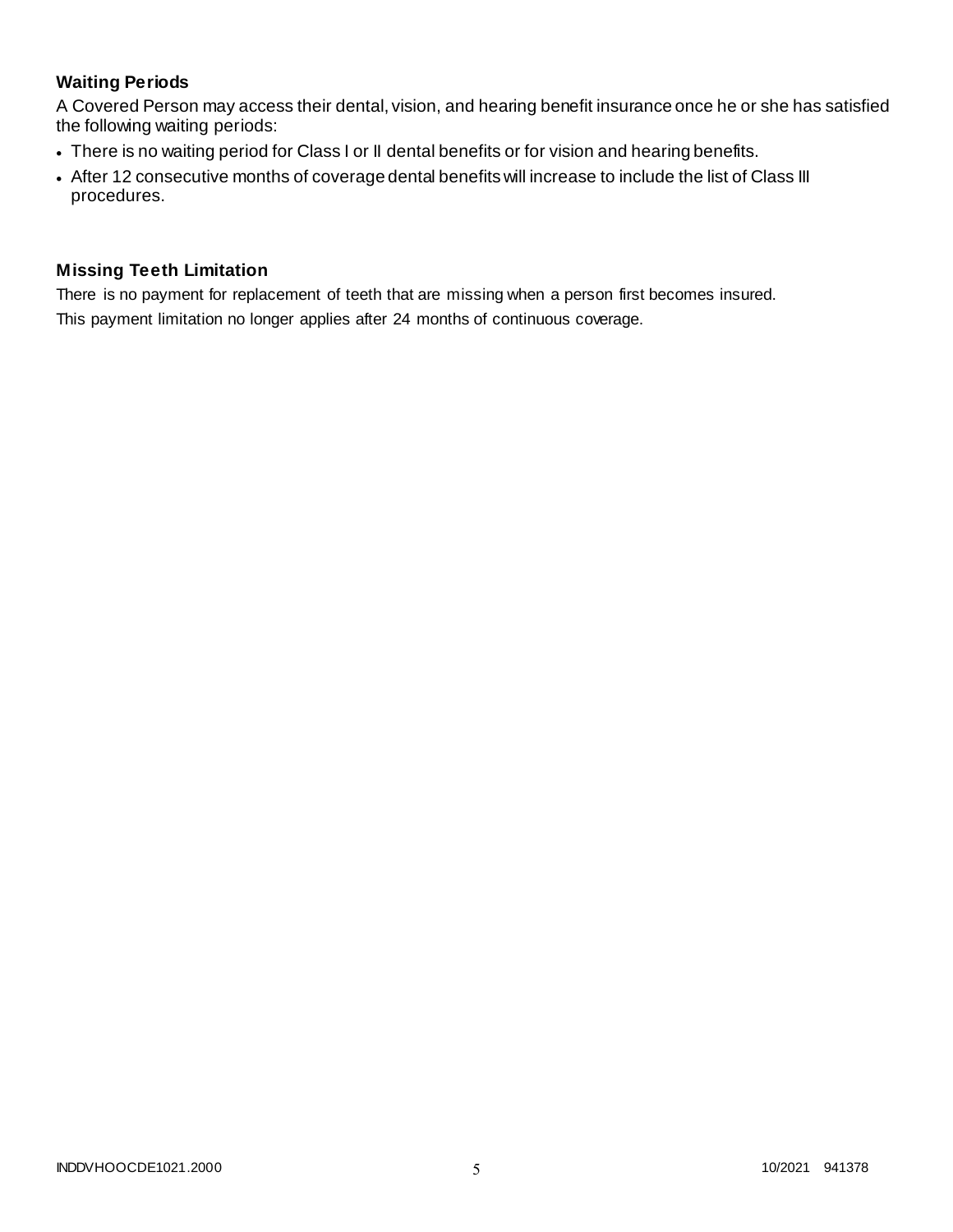### Waiting Periods

A Covered Person may access their dental, vision, and hearing benefit insurance once he or she has satisfied the following waiting periods:

- There is no waiting period for Class I or II dental benefits or for vision and hearing benefits.
- After 12 consecutive months of coverage dental benefits will increase to include the list of Class III procedures.

### Missing Teeth Limitation

There is no payment for replacement of teeth that are missing when a person first becomes insured.

This payment limitation no longer applies after 24 months of continuous coverage.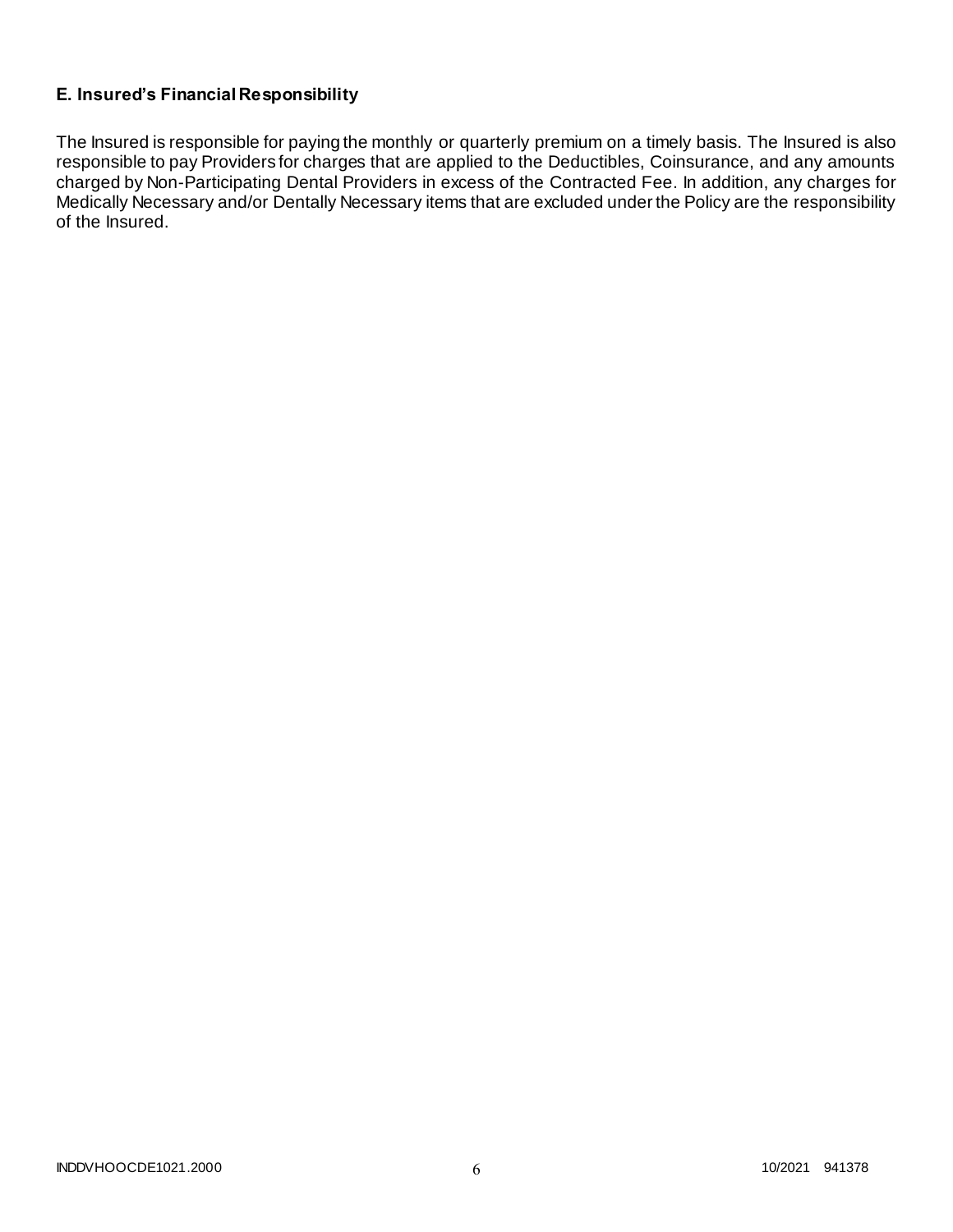### E. Insured's Financial Responsibility

The Insured is responsible for paying the monthly or quarterly premium on a timely basis. The Insured is also responsible to pay Providers for charges that are applied to the Deductibles, Coinsurance, and any amounts charged by Non-Participating Dental Providers in excess of the Contracted Fee. In addition, any charges for Medically Necessary and/or Dentally Necessary items that are excluded under the Policy are the responsibility of the Insured.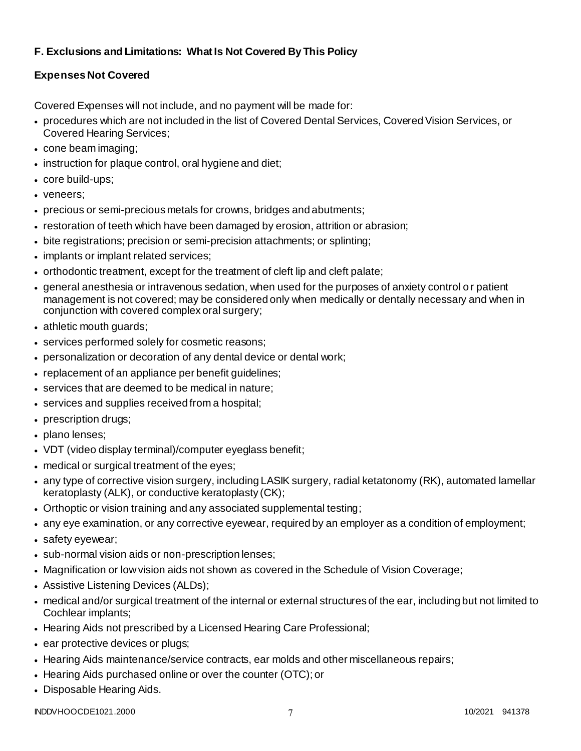### F. Exclusions and Limitations: What Is Not Covered By This Policy

#### Expenses Not Covered

Covered Expenses will not include, and no payment will be made for:

- procedures which are not included in the list of Covered Dental Services, Covered Vision Services, or Covered Hearing Services;
- cone beam imaging;
- instruction for plaque control, oral hygiene and diet;
- core build-ups;
- veneers;
- precious or semi-precious metals for crowns, bridges and abutments;
- restoration of teeth which have been damaged by erosion, attrition or abrasion;
- bite registrations; precision or semi-precision attachments; or splinting;
- implants or implant related services;
- orthodontic treatment, except for the treatment of cleft lip and cleft palate;
- general anesthesia or intravenous sedation, when used for the purposes of anxiety control or patient management is not covered; may be considered only when medically or dentally necessary and when in conjunction with covered complex oral surgery;
- athletic mouth guards;
- services performed solely for cosmetic reasons;
- personalization or decoration of any dental device or dental work;
- replacement of an appliance per benefit guidelines;
- services that are deemed to be medical in nature;
- services and supplies received from a hospital;
- prescription drugs;
- plano lenses;
- VDT (video display terminal)/computer eyeglass benefit;
- medical or surgical treatment of the eyes;
- any type of corrective vision surgery, including LASIK surgery, radial ketatonomy (RK), automated lamellar keratoplasty (ALK), or conductive keratoplasty (CK);
- Orthoptic or vision training and any associated supplemental testing;
- any eye examination, or any corrective eyewear, required by an employer as a condition of employment;
- safety eyewear;
- sub-normal vision aids or non-prescription lenses;
- Magnification or low vision aids not shown as covered in the Schedule of Vision Coverage;
- Assistive Listening Devices (ALDs);
- medical and/or surgical treatment of the internal or external structures of the ear, including but not limited to Cochlear implants;
- Hearing Aids not prescribed by a Licensed Hearing Care Professional;
- ear protective devices or plugs;
- Hearing Aids maintenance/service contracts, ear molds and other miscellaneous repairs;
- Hearing Aids purchased online or over the counter (OTC); or
- Disposable Hearing Aids.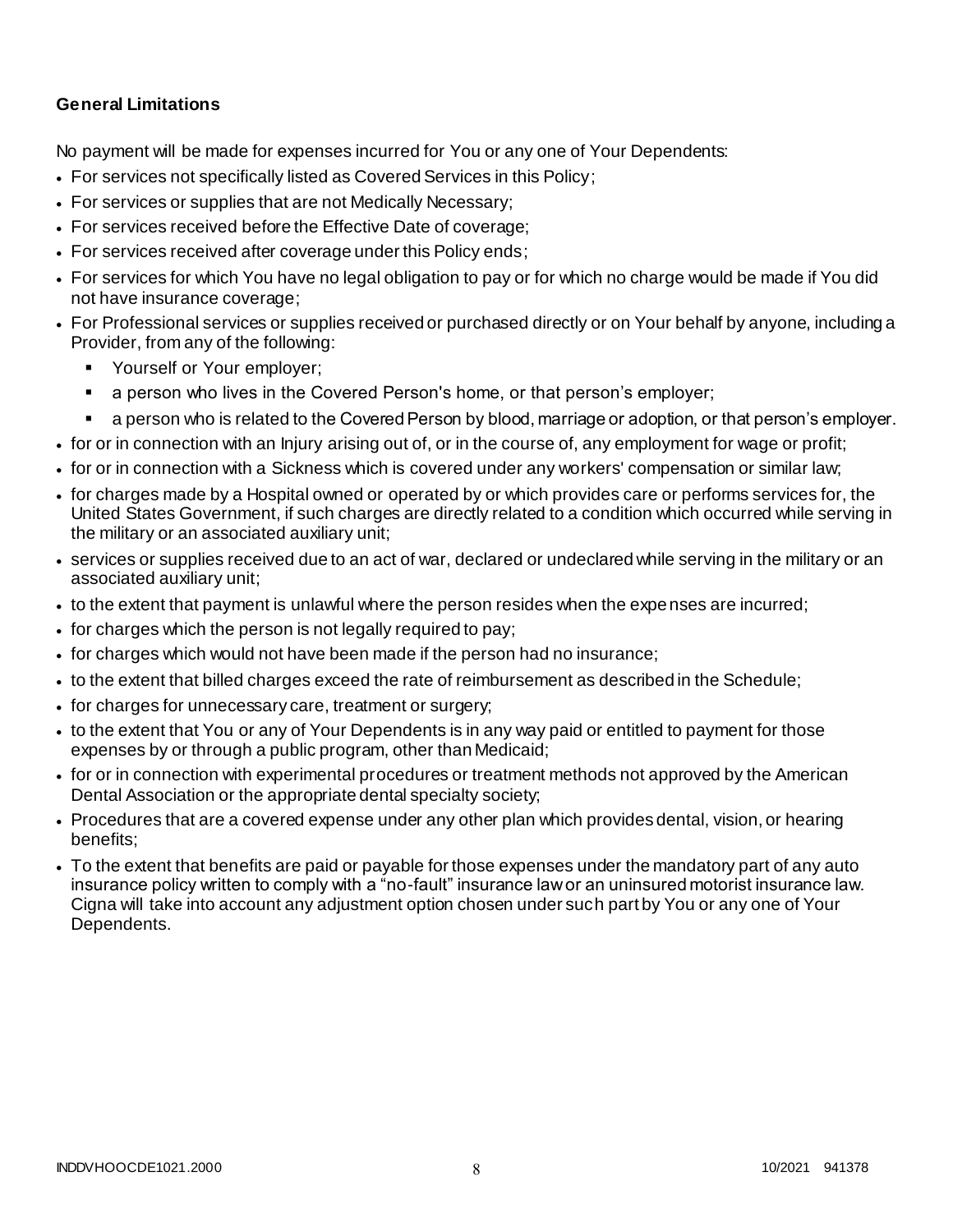**General Limitations**

No payment will be made for expenses incurred for You or any one of Your Dependents:

- For services not specifically listed as Covered Services in this Policy;
- For services or supplies that are not Medically Necessary;
- For services received before the Effective Date of coverage;
- For services received after coverage under this Policy ends;
- For services for which You have no legal obligation to pay or for which no charge would be made if You did not have insurance coverage;
- For Professional services or supplies received or purchased directly or on Your behalf by anyone, including a Provider, from any of the following:
  - Yourself or Your employer;
  - a person who lives in the Covered Person's home, or that person's employer;
  - a person who is related to the Covered Person by blood, marriage or adoption, or that person's employer.
- for or in connection with an Injury arising out of, or in the course of, any employment for wage or profit;
- for or in connection with a Sickness which is covered under any workers' compensation or similar law;
- for charges made by a Hospital owned or operated by or which provides care or performs services for, the United States Government, if such charges are directly related to a condition which occurred while serving in the military or an associated auxiliary unit;
- services or supplies received due to an act of war, declared or undeclared while serving in the military or an associated auxiliary unit;
- to the extent that payment is unlawful where the person resides when the expenses are incurred;
- for charges which the person is not legally required to pay;
- for charges which would not have been made if the person had no insurance;
- to the extent that billed charges exceed the rate of reimbursement as described in the Schedule;
- for charges for unnecessary care, treatment or surgery;
- to the extent that You or any of Your Dependents is in any way paid or entitled to payment for those expenses by or through a public program, other than Medicaid;
- for or in connection with experimental procedures or treatment methods not approved by the American Dental Association or the appropriate dental specialty society;
- Procedures that are a covered expense under any other plan which provides dental, vision, or hearing benefits;
- To the extent that benefits are paid or payable for those expenses under the mandatory part of any auto insurance policy written to comply with a "no-fault" insurance law or an uninsured motorist insurance law. Cigna will take into account any adjustment option chosen under such part by You or any one of Your Dependents.

INDDVHOOCDE1021.2000 10/2021 941378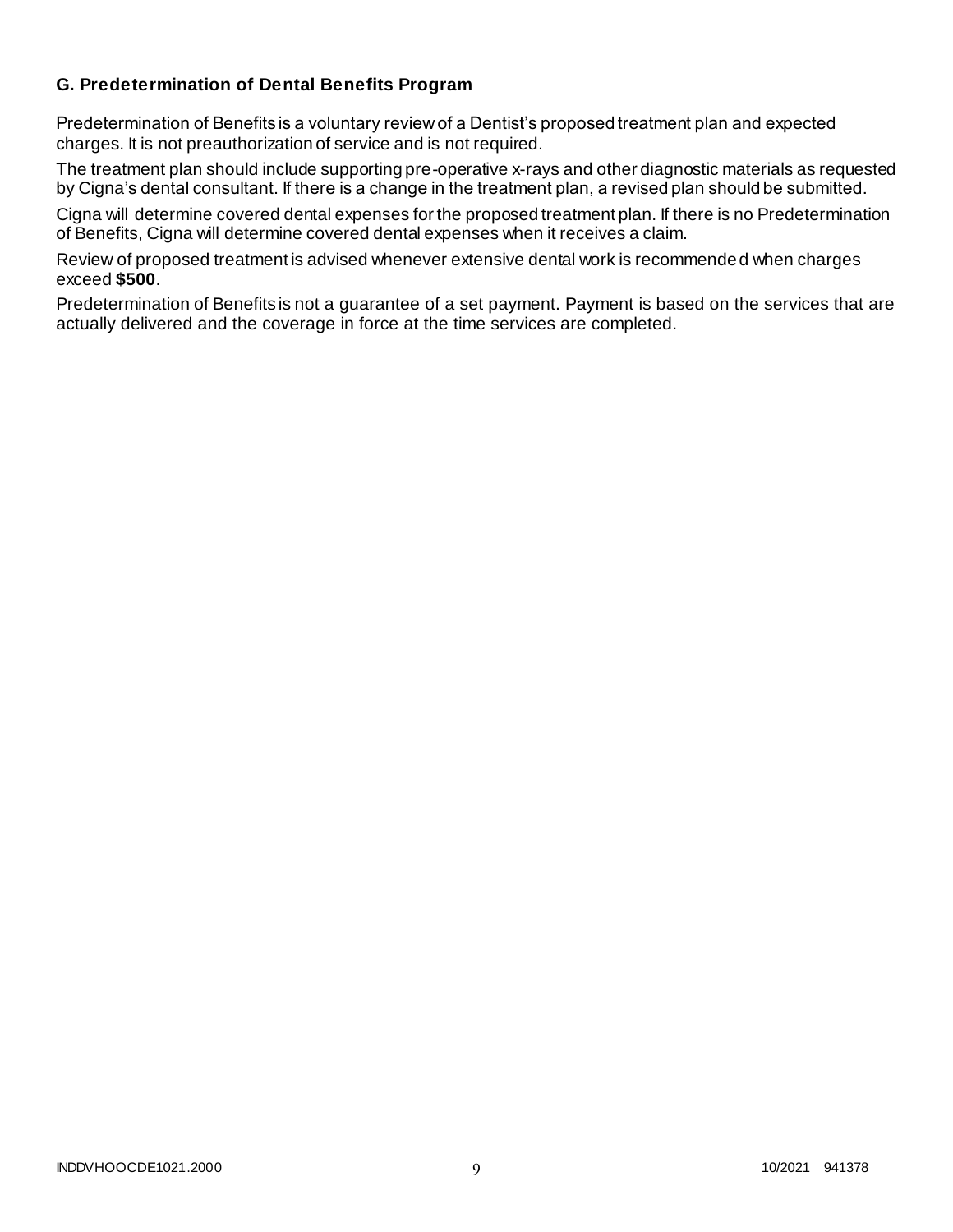### G. Predetermination of Dental Benefits Program

Predetermination of Benefits is a voluntary review of a Dentist's proposed treatment plan and expected charges. It is not preauthorization of service and is not required.

The treatment plan should include supporting pre-operative x-rays and other diagnostic materials as requested by Cigna's dental consultant. If there is a change in the treatment plan, a revised plan should be submitted.

Cigna will determine covered dental expenses for the proposed treatment plan. If there is no Predetermination of Benefits, Cigna will determine covered dental expenses when it receives a claim.

Review of proposed treatment is advised whenever extensive dental work is recommended when charges exceed **$500**.

Predetermination of Benefits is not a guarantee of a set payment. Payment is based on the services that are actually delivered and the coverage in force at the time services are completed.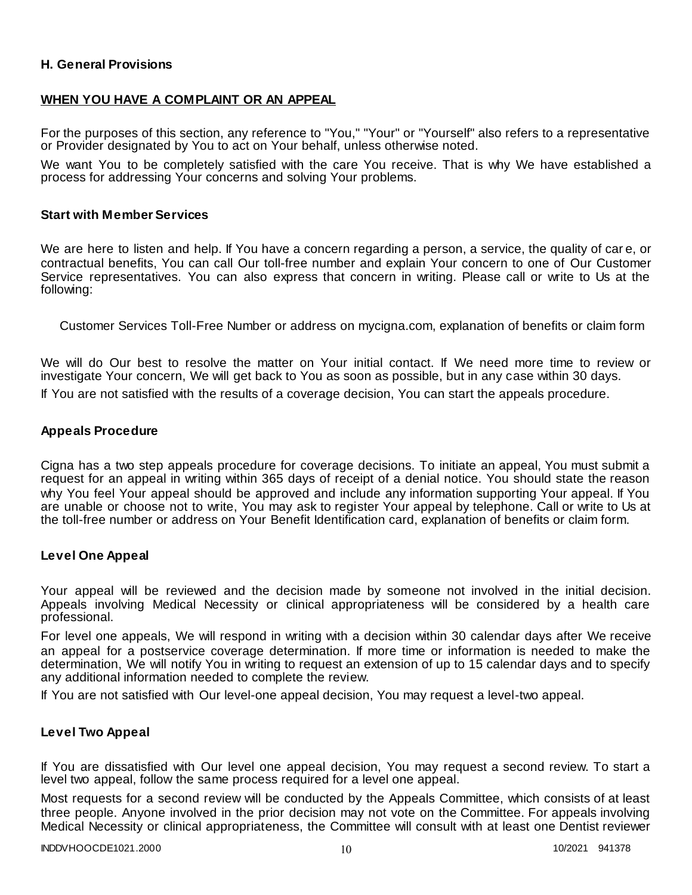### H. General Provisions

## WHEN YOU HAVE A COMPLAINT OR AN APPEAL

For the purposes of this section, any reference to "You," "Your" or "Yourself" also refers to a representative or Provider designated by You to act on Your behalf, unless otherwise noted.

We want You to be completely satisfied with the care You receive. That is why We have established a process for addressing Your concerns and solving Your problems.

### Start with Member Services

We are here to listen and help. If You have a concern regarding a person, a service, the quality of care, or contractual benefits, You can call Our toll-free number and explain Your concern to one of Our Customer Service representatives. You can also express that concern in writing. Please call or write to Us at the following:

Customer Services Toll-Free Number or address on mycigna.com, explanation of benefits or claim form

We will do Our best to resolve the matter on Your initial contact. If We need more time to review or investigate Your concern, We will get back to You as soon as possible, but in any case within 30 days.

If You are not satisfied with the results of a coverage decision, You can start the appeals procedure.

### Appeals Procedure

Cigna has a two step appeals procedure for coverage decisions. To initiate an appeal, You must submit a request for an appeal in writing within 365 days of receipt of a denial notice. You should state the reason why You feel Your appeal should be approved and include any information supporting Your appeal. If You are unable or choose not to write, You may ask to register Your appeal by telephone. Call or write to Us at the toll-free number or address on Your Benefit Identification card, explanation of benefits or claim form.

### Level One Appeal

Your appeal will be reviewed and the decision made by someone not involved in the initial decision. Appeals involving Medical Necessity or clinical appropriateness will be considered by a health care professional.

For level one appeals, We will respond in writing with a decision within 30 calendar days after We receive an appeal for a postservice coverage determination. If more time or information is needed to make the determination, We will notify You in writing to request an extension of up to 15 calendar days and to specify any additional information needed to complete the review.

If You are not satisfied with Our level-one appeal decision, You may request a level-two appeal.

### Level Two Appeal

If You are dissatisfied with Our level one appeal decision, You may request a second review. To start a level two appeal, follow the same process required for a level one appeal.

Most requests for a second review will be conducted by the Appeals Committee, which consists of at least three people. Anyone involved in the prior decision may not vote on the Committee. For appeals involving Medical Necessity or clinical appropriateness, the Committee will consult with at least one Dentist reviewer

INDDVHOOCDE1021.2000 10/2021 941378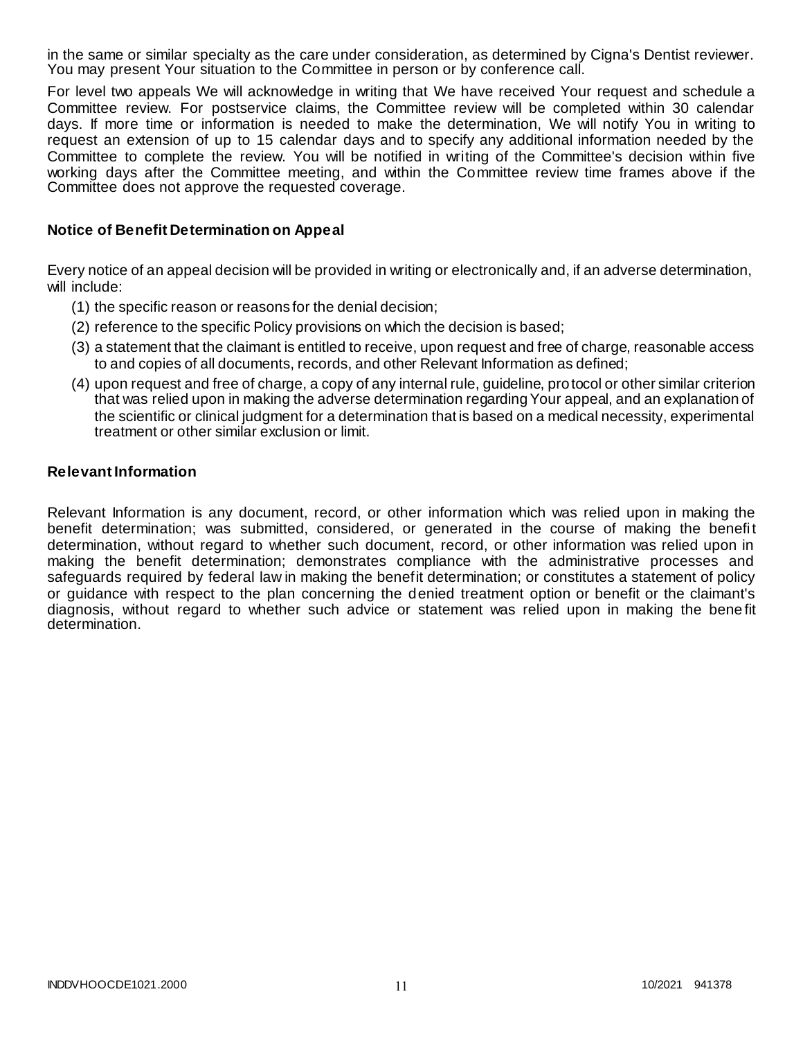in the same or similar specialty as the care under consideration, as determined by Cigna's Dentist reviewer. You may present Your situation to the Committee in person or by conference call.

For level two appeals We will acknowledge in writing that We have received Your request and schedule a Committee review. For postservice claims, the Committee review will be completed within 30 calendar days. If more time or information is needed to make the determination, We will notify You in writing to request an extension of up to 15 calendar days and to specify any additional information needed by the Committee to complete the review. You will be notified in writing of the Committee's decision within five working days after the Committee meeting, and within the Committee review time frames above if the Committee does not approve the requested coverage.

### Notice of Benefit Determination on Appeal

Every notice of an appeal decision will be provided in writing or electronically and, if an adverse determination, will include:

(1) the specific reason or reasons for the denial decision;

(2) reference to the specific Policy provisions on which the decision is based;

(3) a statement that the claimant is entitled to receive, upon request and free of charge, reasonable access to and copies of all documents, records, and other Relevant Information as defined;

(4) upon request and free of charge, a copy of any internal rule, guideline, protocol or other similar criterion that was relied upon in making the adverse determination regarding Your appeal, and an explanation of the scientific or clinical judgment for a determination that is based on a medical necessity, experimental treatment or other similar exclusion or limit.

### Relevant Information

Relevant Information is any document, record, or other information which was relied upon in making the benefit determination; was submitted, considered, or generated in the course of making the benefit determination, without regard to whether such document, record, or other information was relied upon in making the benefit determination; demonstrates compliance with the administrative processes and safeguards required by federal law in making the benefit determination; or constitutes a statement of policy or guidance with respect to the plan concerning the denied treatment option or benefit or the claimant's diagnosis, without regard to whether such advice or statement was relied upon in making the benefit determination.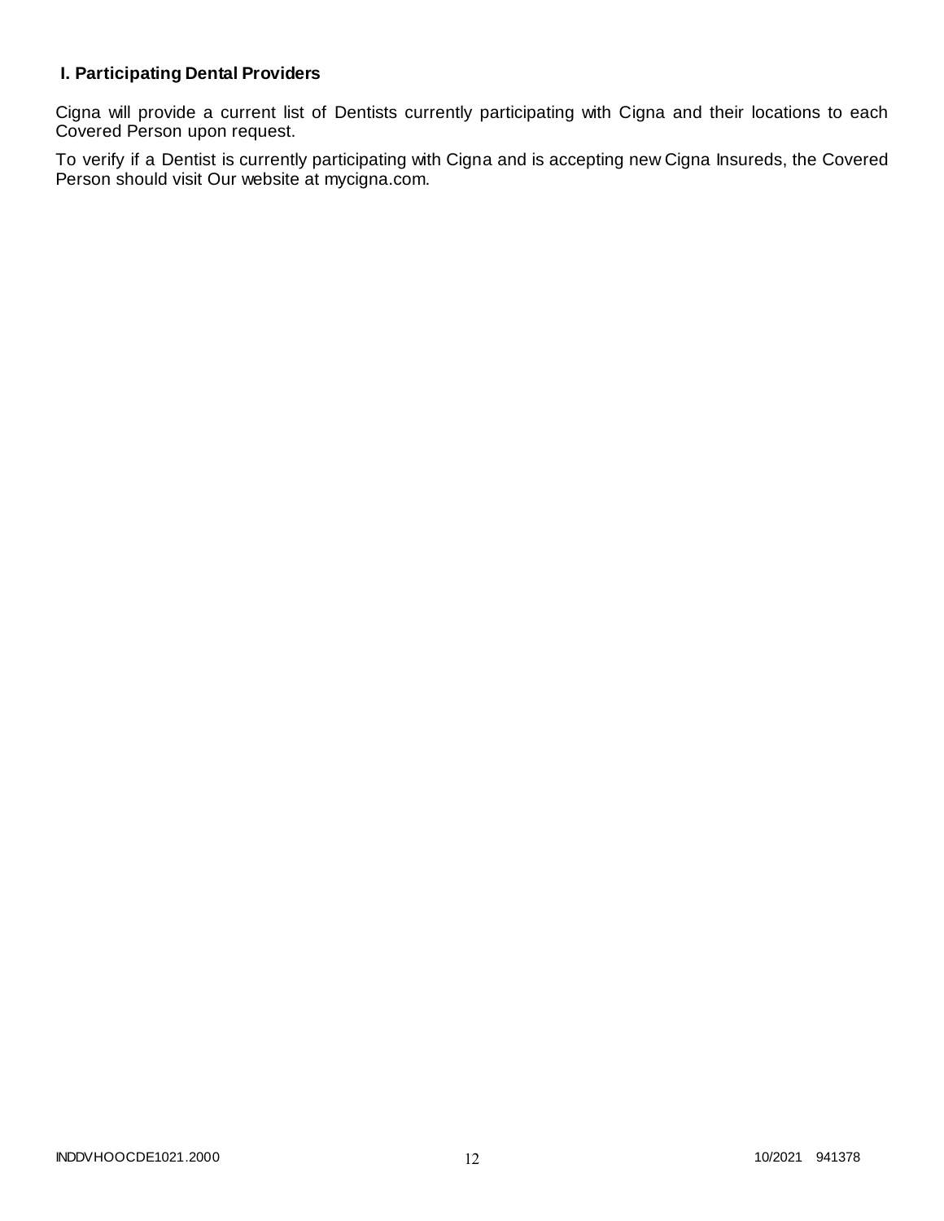### I. Participating Dental Providers

Cigna will provide a current list of Dentists currently participating with Cigna and their locations to each Covered Person upon request.

To verify if a Dentist is currently participating with Cigna and is accepting new Cigna Insureds, the Covered Person should visit Our website at mycigna.com.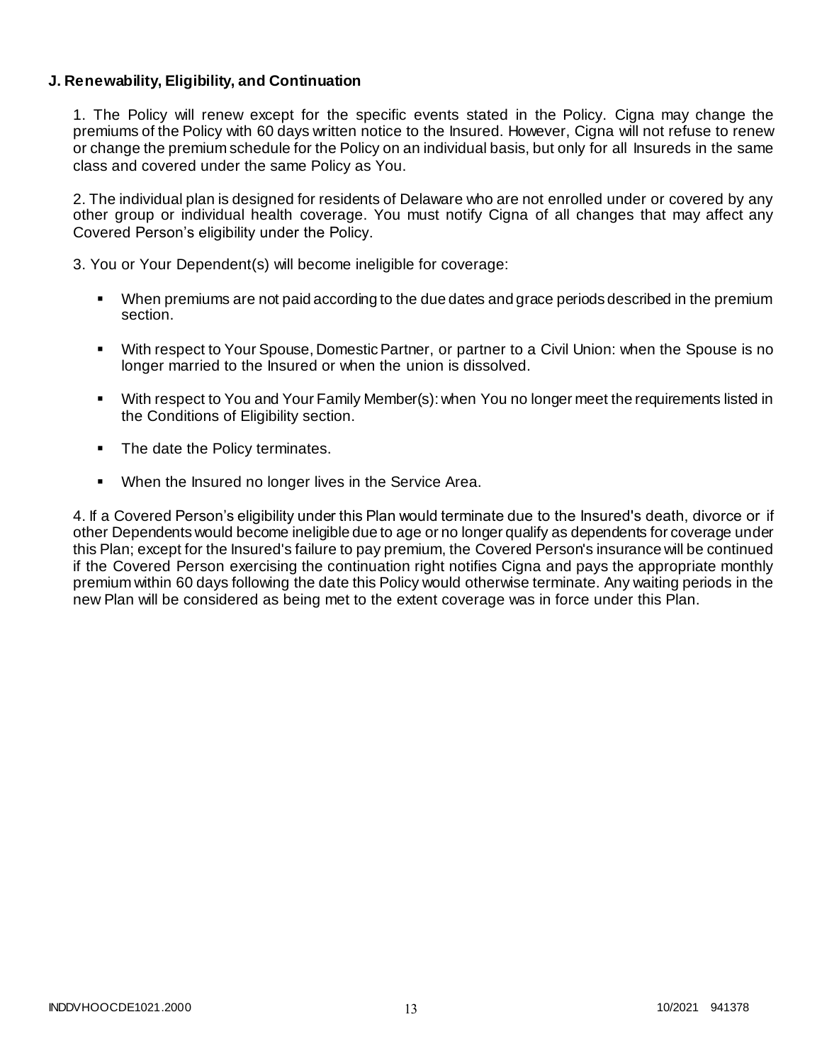**J. Renewability, Eligibility, and Continuation**

1. The Policy will renew except for the specific events stated in the Policy. Cigna may change the premiums of the Policy with 60 days written notice to the Insured. However, Cigna will not refuse to renew or change the premium schedule for the Policy on an individual basis, but only for all Insureds in the same class and covered under the same Policy as You.

2. The individual plan is designed for residents of Delaware who are not enrolled under or covered by any other group or individual health coverage. You must notify Cigna of all changes that may affect any Covered Person's eligibility under the Policy.

3. You or Your Dependent(s) will become ineligible for coverage:

- When premiums are not paid according to the due dates and grace periods described in the premium section.
- With respect to Your Spouse, Domestic Partner, or partner to a Civil Union: when the Spouse is no longer married to the Insured or when the union is dissolved.
- With respect to You and Your Family Member(s): when You no longer meet the requirements listed in the Conditions of Eligibility section.
- The date the Policy terminates.
- When the Insured no longer lives in the Service Area.

4. If a Covered Person's eligibility under this Plan would terminate due to the Insured's death, divorce or if other Dependents would become ineligible due to age or no longer qualify as dependents for coverage under this Plan; except for the Insured's failure to pay premium, the Covered Person's insurance will be continued if the Covered Person exercising the continuation right notifies Cigna and pays the appropriate monthly premium within 60 days following the date this Policy would otherwise terminate. Any waiting periods in the new Plan will be considered as being met to the extent coverage was in force under this Plan.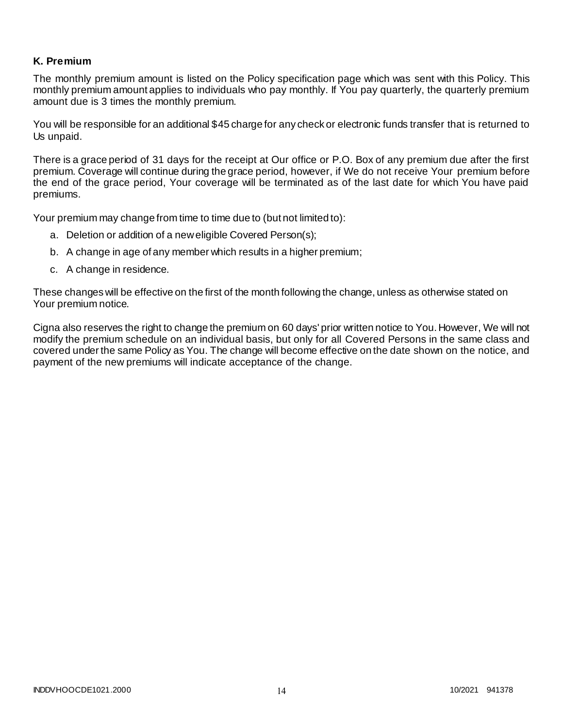**K. Premium**

The monthly premium amount is listed on the Policy specification page which was sent with this Policy. This monthly premium amount applies to individuals who pay monthly. If You pay quarterly, the quarterly premium amount due is 3 times the monthly premium.

You will be responsible for an additional $45 charge for any check or electronic funds transfer that is returned to Us unpaid.

There is a grace period of 31 days for the receipt at Our office or P.O. Box of any premium due after the first premium. Coverage will continue during the grace period, however, if We do not receive Your premium before the end of the grace period, Your coverage will be terminated as of the last date for which You have paid premiums.

Your premium may change from time to time due to (but not limited to):

a. Deletion or addition of a new eligible Covered Person(s);
b. A change in age of any member which results in a higher premium;
c. A change in residence.

These changes will be effective on the first of the month following the change, unless as otherwise stated on Your premium notice.

Cigna also reserves the right to change the premium on 60 days' prior written notice to You. However, We will not modify the premium schedule on an individual basis, but only for all Covered Persons in the same class and covered under the same Policy as You. The change will become effective on the date shown on the notice, and payment of the new premiums will indicate acceptance of the change.